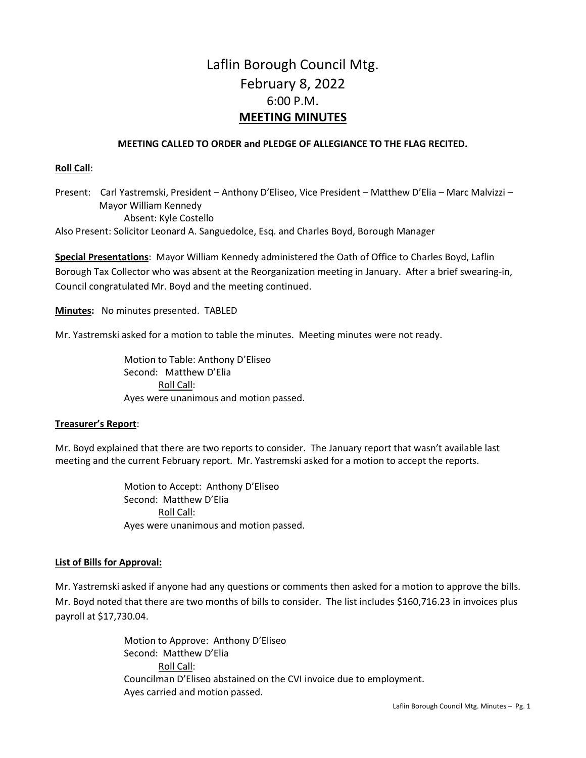# Laflin Borough Council Mtg.
# February 8, 2022
# 6:00 P.M.
# MEETING MINUTES

**MEETING CALLED TO ORDER and PLEDGE OF ALLEGIANCE TO THE FLAG RECITED.**

**Roll Call**:

Present: Carl Yastremski, President – Anthony D'Eliseo, Vice President – Matthew D'Elia – Marc Malvizzi – Mayor William Kennedy
Absent: Kyle Costello
Also Present: Solicitor Leonard A. Sanguedolce, Esq. and Charles Boyd, Borough Manager

**Special Presentations**: Mayor William Kennedy administered the Oath of Office to Charles Boyd, Laflin Borough Tax Collector who was absent at the Reorganization meeting in January. After a brief swearing-in, Council congratulated Mr. Boyd and the meeting continued.

**Minutes:** No minutes presented. TABLED

Mr. Yastremski asked for a motion to table the minutes. Meeting minutes were not ready.

Motion to Table: Anthony D'Eliseo
Second: Matthew D'Elia
Roll Call:
Ayes were unanimous and motion passed.

**Treasurer's Report**:

Mr. Boyd explained that there are two reports to consider. The January report that wasn't available last meeting and the current February report. Mr. Yastremski asked for a motion to accept the reports.

Motion to Accept: Anthony D'Eliseo
Second: Matthew D'Elia
Roll Call:
Ayes were unanimous and motion passed.

**List of Bills for Approval:**

Mr. Yastremski asked if anyone had any questions or comments then asked for a motion to approve the bills. Mr. Boyd noted that there are two months of bills to consider. The list includes $160,716.23 in invoices plus payroll at $17,730.04.

Motion to Approve: Anthony D'Eliseo
Second: Matthew D'Elia
Roll Call:
Councilman D'Eliseo abstained on the CVI invoice due to employment.
Ayes carried and motion passed.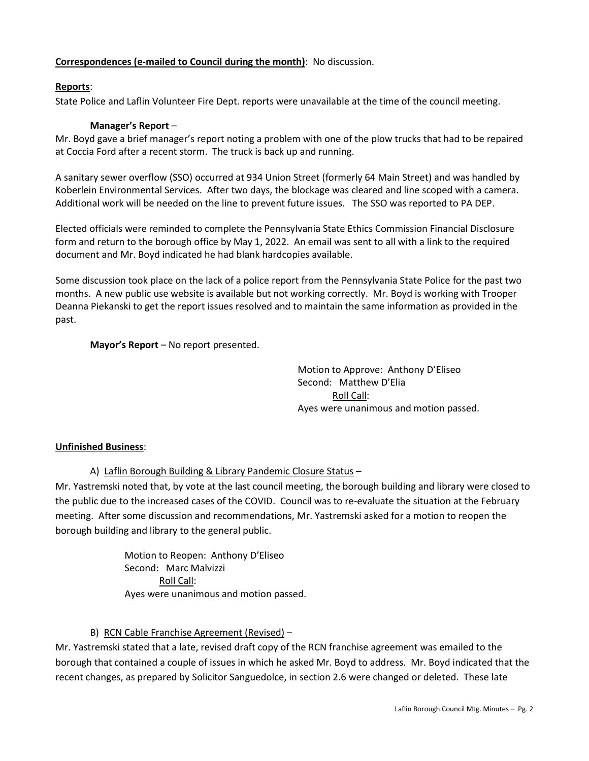**Correspondences (e-mailed to Council during the month)**: No discussion.

**Reports**:

State Police and Laflin Volunteer Fire Dept. reports were unavailable at the time of the council meeting.

**Manager's Report** –

Mr. Boyd gave a brief manager's report noting a problem with one of the plow trucks that had to be repaired at Coccia Ford after a recent storm. The truck is back up and running.

A sanitary sewer overflow (SSO) occurred at 934 Union Street (formerly 64 Main Street) and was handled by Koberlein Environmental Services. After two days, the blockage was cleared and line scoped with a camera. Additional work will be needed on the line to prevent future issues. The SSO was reported to PA DEP.

Elected officials were reminded to complete the Pennsylvania State Ethics Commission Financial Disclosure form and return to the borough office by May 1, 2022. An email was sent to all with a link to the required document and Mr. Boyd indicated he had blank hardcopies available.

Some discussion took place on the lack of a police report from the Pennsylvania State Police for the past two months. A new public use website is available but not working correctly. Mr. Boyd is working with Trooper Deanna Piekanski to get the report issues resolved and to maintain the same information as provided in the past.

**Mayor's Report** – No report presented.

Motion to Approve: Anthony D'Eliseo
Second: Matthew D'Elia
Roll Call:
Ayes were unanimous and motion passed.

**Unfinished Business**:

A) Laflin Borough Building & Library Pandemic Closure Status –

Mr. Yastremski noted that, by vote at the last council meeting, the borough building and library were closed to the public due to the increased cases of the COVID. Council was to re-evaluate the situation at the February meeting. After some discussion and recommendations, Mr. Yastremski asked for a motion to reopen the borough building and library to the general public.

Motion to Reopen: Anthony D'Eliseo
Second: Marc Malvizzi
Roll Call:
Ayes were unanimous and motion passed.

B) RCN Cable Franchise Agreement (Revised) –

Mr. Yastremski stated that a late, revised draft copy of the RCN franchise agreement was emailed to the borough that contained a couple of issues in which he asked Mr. Boyd to address. Mr. Boyd indicated that the recent changes, as prepared by Solicitor Sanguedolce, in section 2.6 were changed or deleted. These late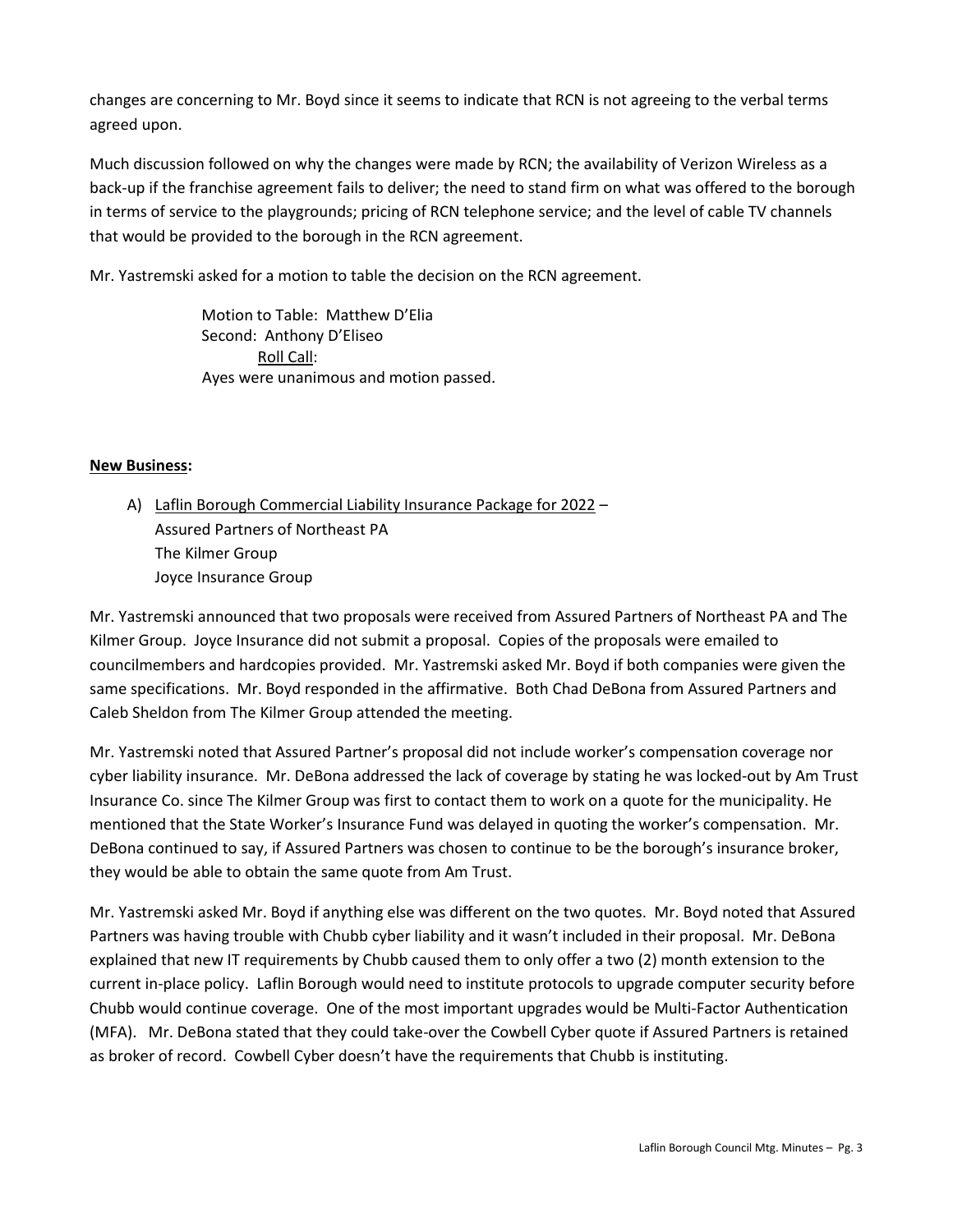changes are concerning to Mr. Boyd since it seems to indicate that RCN is not agreeing to the verbal terms agreed upon.

Much discussion followed on why the changes were made by RCN; the availability of Verizon Wireless as a back-up if the franchise agreement fails to deliver; the need to stand firm on what was offered to the borough in terms of service to the playgrounds; pricing of RCN telephone service; and the level of cable TV channels that would be provided to the borough in the RCN agreement.

Mr. Yastremski asked for a motion to table the decision on the RCN agreement.

> Motion to Table: Matthew D'Elia
> Second: Anthony D'Eliseo
> Roll Call:
> Ayes were unanimous and motion passed.

**New Business:**

A) Laflin Borough Commercial Liability Insurance Package for 2022 –
   Assured Partners of Northeast PA
   The Kilmer Group
   Joyce Insurance Group

Mr. Yastremski announced that two proposals were received from Assured Partners of Northeast PA and The Kilmer Group. Joyce Insurance did not submit a proposal. Copies of the proposals were emailed to councilmembers and hardcopies provided. Mr. Yastremski asked Mr. Boyd if both companies were given the same specifications. Mr. Boyd responded in the affirmative. Both Chad DeBona from Assured Partners and Caleb Sheldon from The Kilmer Group attended the meeting.

Mr. Yastremski noted that Assured Partner's proposal did not include worker's compensation coverage nor cyber liability insurance. Mr. DeBona addressed the lack of coverage by stating he was locked-out by Am Trust Insurance Co. since The Kilmer Group was first to contact them to work on a quote for the municipality. He mentioned that the State Worker's Insurance Fund was delayed in quoting the worker's compensation. Mr. DeBona continued to say, if Assured Partners was chosen to continue to be the borough's insurance broker, they would be able to obtain the same quote from Am Trust.

Mr. Yastremski asked Mr. Boyd if anything else was different on the two quotes. Mr. Boyd noted that Assured Partners was having trouble with Chubb cyber liability and it wasn't included in their proposal. Mr. DeBona explained that new IT requirements by Chubb caused them to only offer a two (2) month extension to the current in-place policy. Laflin Borough would need to institute protocols to upgrade computer security before Chubb would continue coverage. One of the most important upgrades would be Multi-Factor Authentication (MFA). Mr. DeBona stated that they could take-over the Cowbell Cyber quote if Assured Partners is retained as broker of record. Cowbell Cyber doesn't have the requirements that Chubb is instituting.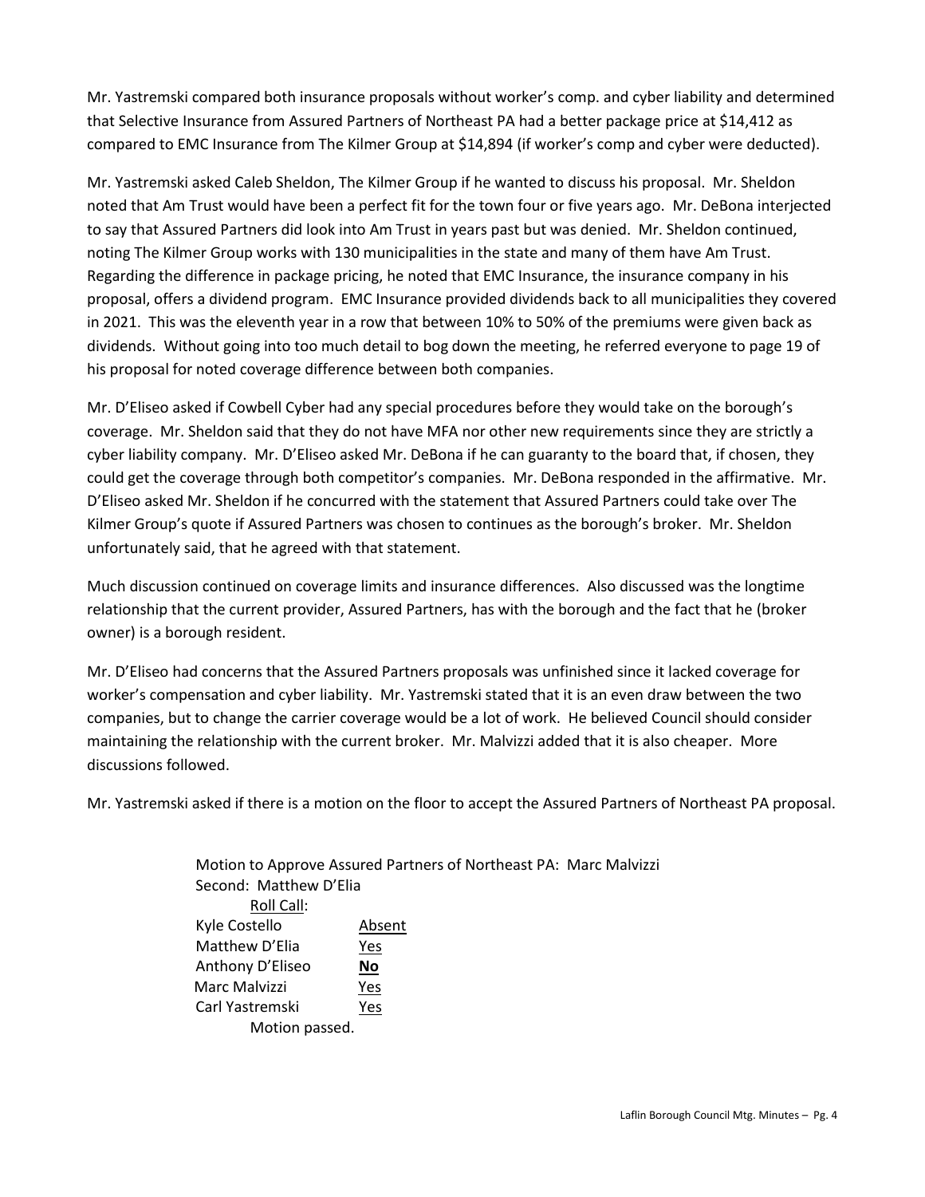Mr. Yastremski compared both insurance proposals without worker's comp. and cyber liability and determined that Selective Insurance from Assured Partners of Northeast PA had a better package price at $14,412 as compared to EMC Insurance from The Kilmer Group at $14,894 (if worker's comp and cyber were deducted).

Mr. Yastremski asked Caleb Sheldon, The Kilmer Group if he wanted to discuss his proposal. Mr. Sheldon noted that Am Trust would have been a perfect fit for the town four or five years ago. Mr. DeBona interjected to say that Assured Partners did look into Am Trust in years past but was denied. Mr. Sheldon continued, noting The Kilmer Group works with 130 municipalities in the state and many of them have Am Trust. Regarding the difference in package pricing, he noted that EMC Insurance, the insurance company in his proposal, offers a dividend program. EMC Insurance provided dividends back to all municipalities they covered in 2021. This was the eleventh year in a row that between 10% to 50% of the premiums were given back as dividends. Without going into too much detail to bog down the meeting, he referred everyone to page 19 of his proposal for noted coverage difference between both companies.

Mr. D'Eliseo asked if Cowbell Cyber had any special procedures before they would take on the borough's coverage. Mr. Sheldon said that they do not have MFA nor other new requirements since they are strictly a cyber liability company. Mr. D'Eliseo asked Mr. DeBona if he can guaranty to the board that, if chosen, they could get the coverage through both competitor's companies. Mr. DeBona responded in the affirmative. Mr. D'Eliseo asked Mr. Sheldon if he concurred with the statement that Assured Partners could take over The Kilmer Group's quote if Assured Partners was chosen to continues as the borough's broker. Mr. Sheldon unfortunately said, that he agreed with that statement.

Much discussion continued on coverage limits and insurance differences. Also discussed was the longtime relationship that the current provider, Assured Partners, has with the borough and the fact that he (broker owner) is a borough resident.

Mr. D'Eliseo had concerns that the Assured Partners proposals was unfinished since it lacked coverage for worker's compensation and cyber liability. Mr. Yastremski stated that it is an even draw between the two companies, but to change the carrier coverage would be a lot of work. He believed Council should consider maintaining the relationship with the current broker. Mr. Malvizzi added that it is also cheaper. More discussions followed.

Mr. Yastremski asked if there is a motion on the floor to accept the Assured Partners of Northeast PA proposal.

Motion to Approve Assured Partners of Northeast PA: Marc Malvizzi
Second: Matthew D'Elia

Roll Call:

| | |
|---|---|
| Kyle Costello | Absent |
| Matthew D'Elia | Yes |
| Anthony D'Eliseo | **No** |
| Marc Malvizzi | Yes |
| Carl Yastremski | Yes |

Motion passed.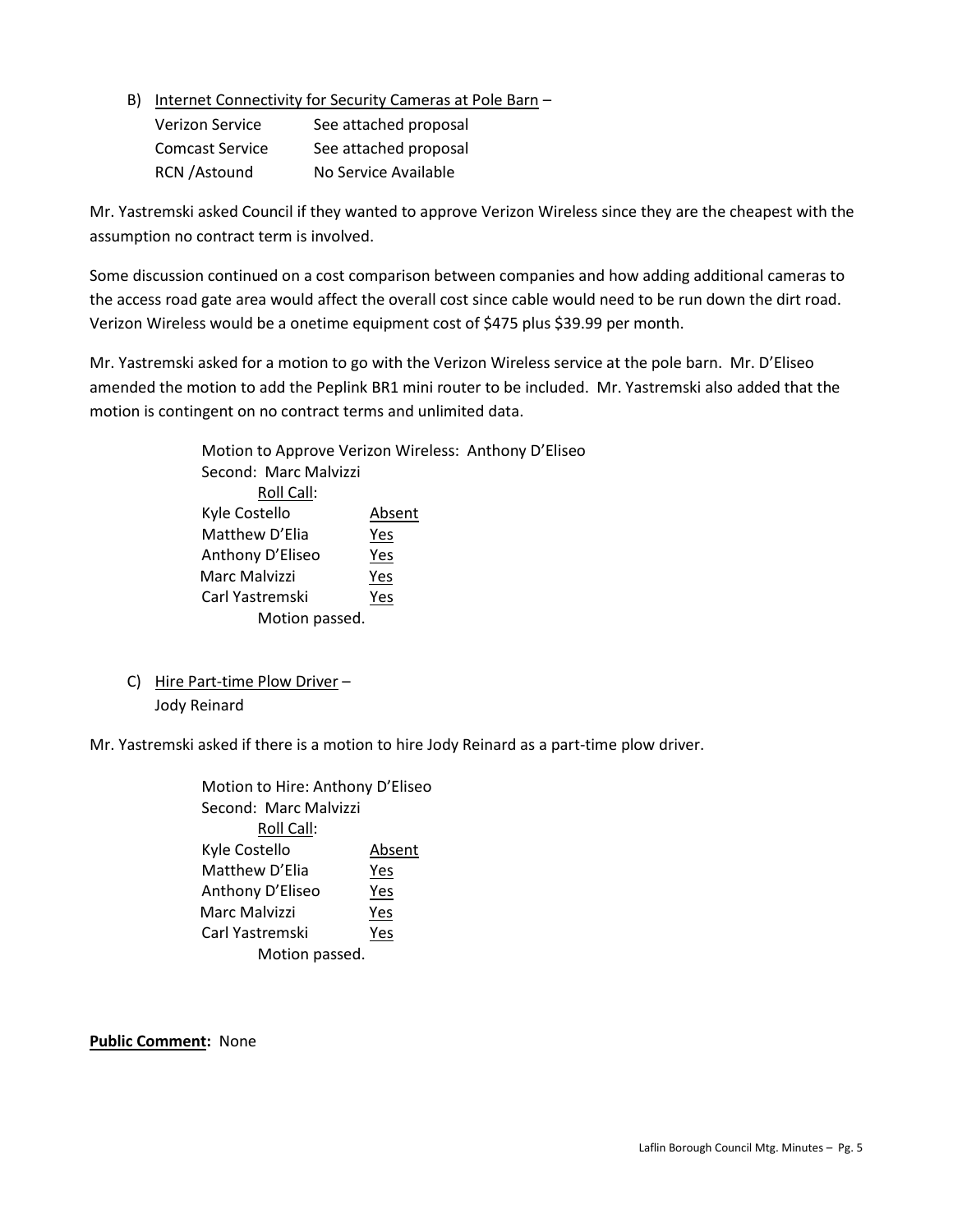B) <u>Internet Connectivity for Security Cameras at Pole Barn</u> –

| | |
|---|---|
| Verizon Service | See attached proposal |
| Comcast Service | See attached proposal |
| RCN /Astound | No Service Available |

Mr. Yastremski asked Council if they wanted to approve Verizon Wireless since they are the cheapest with the assumption no contract term is involved.

Some discussion continued on a cost comparison between companies and how adding additional cameras to the access road gate area would affect the overall cost since cable would need to be run down the dirt road. Verizon Wireless would be a onetime equipment cost of $475 plus $39.99 per month.

Mr. Yastremski asked for a motion to go with the Verizon Wireless service at the pole barn. Mr. D'Eliseo amended the motion to add the Peplink BR1 mini router to be included. Mr. Yastremski also added that the motion is contingent on no contract terms and unlimited data.

Motion to Approve Verizon Wireless: Anthony D'Eliseo
Second: Marc Malvizzi

<u>Roll Call</u>:

| | |
|---|---|
| Kyle Costello | <u>Absent</u> |
| Matthew D'Elia | <u>Yes</u> |
| Anthony D'Eliseo | <u>Yes</u> |
| Marc Malvizzi | <u>Yes</u> |
| Carl Yastremski | <u>Yes</u> |

Motion passed.

C) <u>Hire Part-time Plow Driver</u> –
Jody Reinard

Mr. Yastremski asked if there is a motion to hire Jody Reinard as a part-time plow driver.

Motion to Hire: Anthony D'Eliseo
Second: Marc Malvizzi

<u>Roll Call</u>:

| | |
|---|---|
| Kyle Costello | <u>Absent</u> |
| Matthew D'Elia | <u>Yes</u> |
| Anthony D'Eliseo | <u>Yes</u> |
| Marc Malvizzi | <u>Yes</u> |
| Carl Yastremski | <u>Yes</u> |

Motion passed.

**<u>Public Comment:</u>** None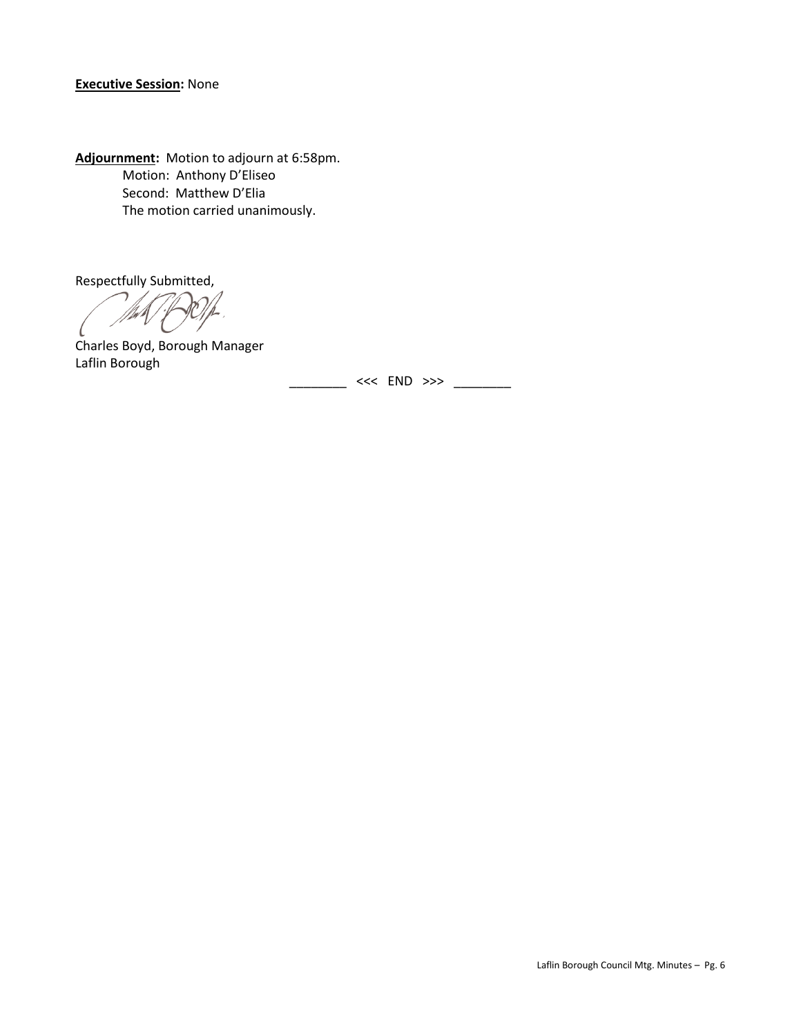**Executive Session:** None

**Adjournment:** Motion to adjourn at 6:58pm.

Motion: Anthony D'Eliseo
Second: Matthew D'Elia
The motion carried unanimously.

Respectfully Submitted,

Charles Boyd, Borough Manager
Laflin Borough

________ <<< END >>> ________